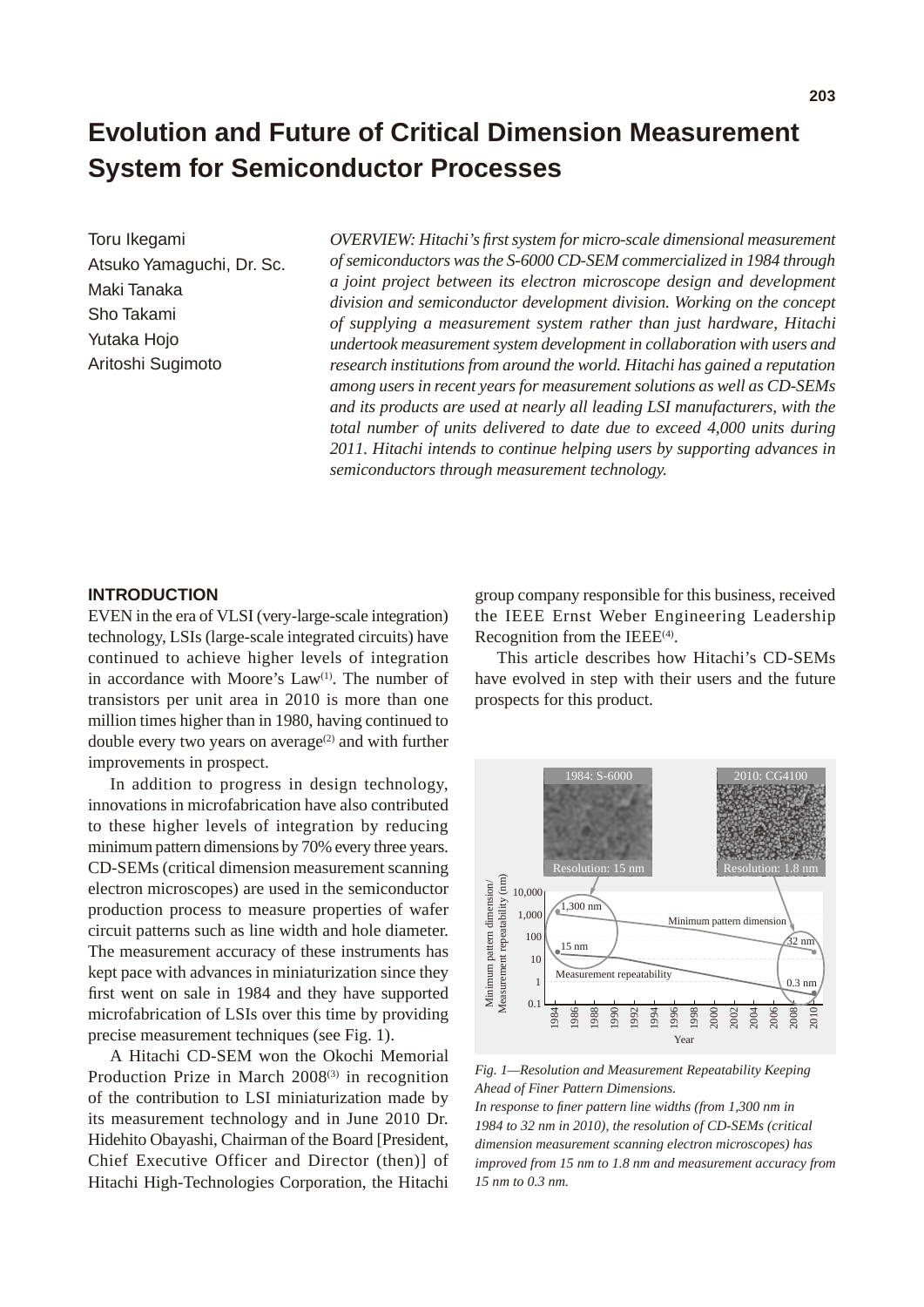# Evolution and Future of Critical Dimension Measurement System for Semiconductor Processes

Toru Ikegami
Atsuko Yamaguchi, Dr. Sc.
Maki Tanaka
Sho Takami
Yutaka Hojo
Aritoshi Sugimoto

*OVERVIEW: Hitachi's first system for micro-scale dimensional measurement of semiconductors was the S-6000 CD-SEM commercialized in 1984 through a joint project between its electron microscope design and development division and semiconductor development division. Working on the concept of supplying a measurement system rather than just hardware, Hitachi undertook measurement system development in collaboration with users and research institutions from around the world. Hitachi has gained a reputation among users in recent years for measurement solutions as well as CD-SEMs and its products are used at nearly all leading LSI manufacturers, with the total number of units delivered to date due to exceed 4,000 units during 2011. Hitachi intends to continue helping users by supporting advances in semiconductors through measurement technology.*

## INTRODUCTION

EVEN in the era of VLSI (very-large-scale integration) technology, LSIs (large-scale integrated circuits) have continued to achieve higher levels of integration in accordance with Moore's Law[(1)]. The number of transistors per unit area in 2010 is more than one million times higher than in 1980, having continued to double every two years on average[(2)] and with further improvements in prospect.

In addition to progress in design technology, innovations in microfabrication have also contributed to these higher levels of integration by reducing minimum pattern dimensions by 70% every three years. CD-SEMs (critical dimension measurement scanning electron microscopes) are used in the semiconductor production process to measure properties of wafer circuit patterns such as line width and hole diameter. The measurement accuracy of these instruments has kept pace with advances in miniaturization since they first went on sale in 1984 and they have supported microfabrication of LSIs over this time by providing precise measurement techniques (see Fig. 1).

A Hitachi CD-SEM won the Okochi Memorial Production Prize in March 2008[(3)] in recognition of the contribution to LSI miniaturization made by its measurement technology and in June 2010 Dr. Hidehito Obayashi, Chairman of the Board [President, Chief Executive Officer and Director (then)] of Hitachi High-Technologies Corporation, the Hitachi group company responsible for this business, received the IEEE Ernst Weber Engineering Leadership Recognition from the IEEE[(4)].

This article describes how Hitachi's CD-SEMs have evolved in step with their users and the future prospects for this product.

*Fig. 1—Resolution and Measurement Repeatability Keeping Ahead of Finer Pattern Dimensions.*
*In response to finer pattern line widths (from 1,300 nm in 1984 to 32 nm in 2010), the resolution of CD-SEMs (critical dimension measurement scanning electron microscopes) has improved from 15 nm to 1.8 nm and measurement accuracy from 15 nm to 0.3 nm.*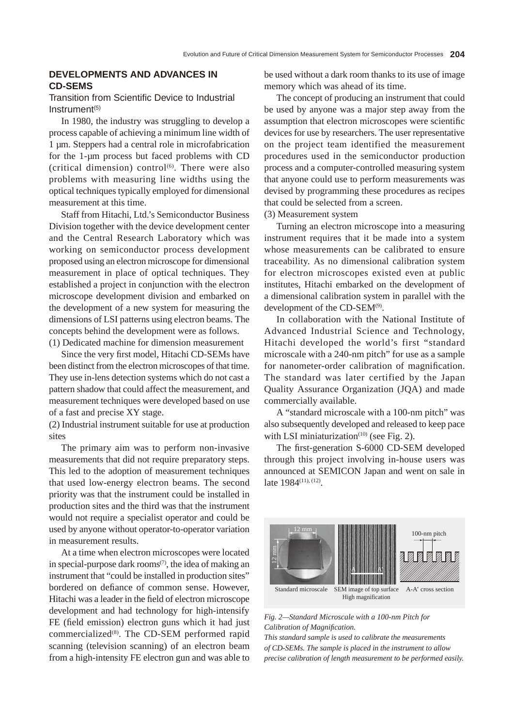## DEVELOPMENTS AND ADVANCES IN CD-SEMS

### Transition from Scientific Device to Industrial Instrument[5]

In 1980, the industry was struggling to develop a process capable of achieving a minimum line width of 1 µm. Steppers had a central role in microfabrication for the 1-µm process but faced problems with CD (critical dimension) control[6]. There were also problems with measuring line widths using the optical techniques typically employed for dimensional measurement at this time.

Staff from Hitachi, Ltd.'s Semiconductor Business Division together with the device development center and the Central Research Laboratory which was working on semiconductor process development proposed using an electron microscope for dimensional measurement in place of optical techniques. They established a project in conjunction with the electron microscope development division and embarked on the development of a new system for measuring the dimensions of LSI patterns using electron beams. The concepts behind the development were as follows.

(1) Dedicated machine for dimension measurement

Since the very first model, Hitachi CD-SEMs have been distinct from the electron microscopes of that time. They use in-lens detection systems which do not cast a pattern shadow that could affect the measurement, and measurement techniques were developed based on use of a fast and precise XY stage.

(2) Industrial instrument suitable for use at production sites

The primary aim was to perform non-invasive measurements that did not require preparatory steps. This led to the adoption of measurement techniques that used low-energy electron beams. The second priority was that the instrument could be installed in production sites and the third was that the instrument would not require a specialist operator and could be used by anyone without operator-to-operator variation in measurement results.

At a time when electron microscopes were located in special-purpose dark rooms[7], the idea of making an instrument that "could be installed in production sites" bordered on defiance of common sense. However, Hitachi was a leader in the field of electron microscope development and had technology for high-intensify FE (field emission) electron guns which it had just commercialized[8]. The CD-SEM performed rapid scanning (television scanning) of an electron beam from a high-intensity FE electron gun and was able to be used without a dark room thanks to its use of image memory which was ahead of its time.

The concept of producing an instrument that could be used by anyone was a major step away from the assumption that electron microscopes were scientific devices for use by researchers. The user representative on the project team identified the measurement procedures used in the semiconductor production process and a computer-controlled measuring system that anyone could use to perform measurements was devised by programming these procedures as recipes that could be selected from a screen.

(3) Measurement system

Turning an electron microscope into a measuring instrument requires that it be made into a system whose measurements can be calibrated to ensure traceability. As no dimensional calibration system for electron microscopes existed even at public institutes, Hitachi embarked on the development of a dimensional calibration system in parallel with the development of the CD-SEM[9].

In collaboration with the National Institute of Advanced Industrial Science and Technology, Hitachi developed the world's first "standard microscale with a 240-nm pitch" for use as a sample for nanometer-order calibration of magnification. The standard was later certified by the Japan Quality Assurance Organization (JQA) and made commercially available.

A "standard microscale with a 100-nm pitch" was also subsequently developed and released to keep pace with LSI miniaturization[10] (see Fig. 2).

The first-generation S-6000 CD-SEM developed through this project involving in-house users was announced at SEMICON Japan and went on sale in late 1984[11], [12].

12 mm | 12 mm | A | A' | 100-nm pitch

Standard microscale | SEM image of top surface High magnification | A-A' cross section

*Fig. 2—Standard Microscale with a 100-nm Pitch for Calibration of Magnification.*

*This standard sample is used to calibrate the measurements of CD-SEMs. The sample is placed in the instrument to allow precise calibration of length measurement to be performed easily.*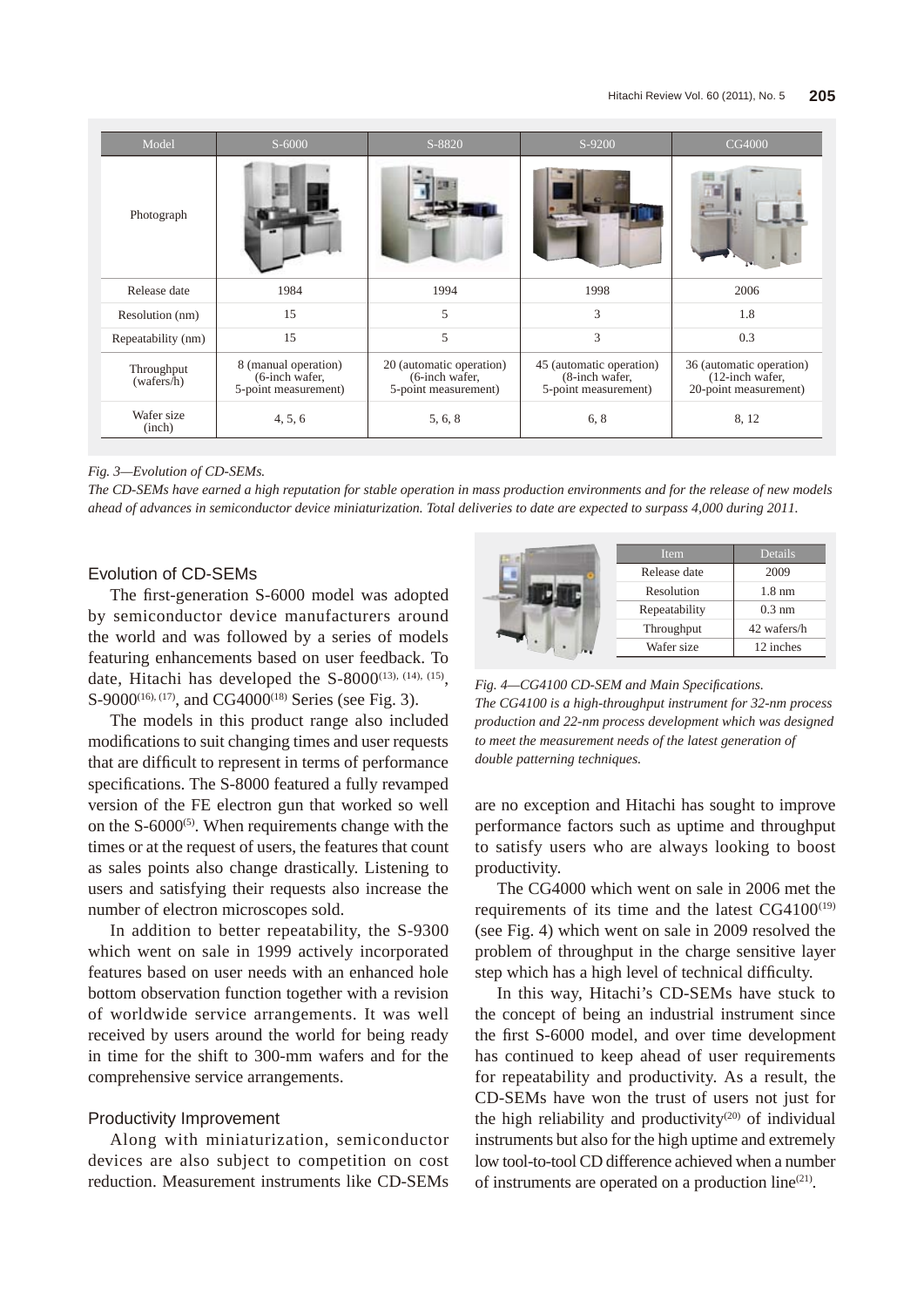| Model | S-6000 | S-8820 | S-9200 | CG4000 |
|---|---|---|---|---|
| Photograph | | | | |
| Release date | 1984 | 1994 | 1998 | 2006 |
| Resolution (nm) | 15 | 5 | 3 | 1.8 |
| Repeatability (nm) | 15 | 5 | 3 | 0.3 |
| Throughput (wafers/h) | 8 (manual operation) (6-inch wafer, 5-point measurement) | 20 (automatic operation) (6-inch wafer, 5-point measurement) | 45 (automatic operation) (8-inch wafer, 5-point measurement) | 36 (automatic operation) (12-inch wafer, 20-point measurement) |
| Wafer size (inch) | 4, 5, 6 | 5, 6, 8 | 6, 8 | 8, 12 |

*Fig. 3—Evolution of CD-SEMs.*
*The CD-SEMs have earned a high reputation for stable operation in mass production environments and for the release of new models ahead of advances in semiconductor device miniaturization. Total deliveries to date are expected to surpass 4,000 during 2011.*

## Evolution of CD-SEMs

The first-generation S-6000 model was adopted by semiconductor device manufacturers around the world and was followed by a series of models featuring enhancements based on user feedback. To date, Hitachi has developed the S-8000[13, 14, 15], S-9000[16, 17], and CG4000[18] Series (see Fig. 3).

The models in this product range also included modifications to suit changing times and user requests that are difficult to represent in terms of performance specifications. The S-8000 featured a fully revamped version of the FE electron gun that worked so well on the S-6000[5]. When requirements change with the times or at the request of users, the features that count as sales points also change drastically. Listening to users and satisfying their requests also increase the number of electron microscopes sold.

In addition to better repeatability, the S-9300 which went on sale in 1999 actively incorporated features based on user needs with an enhanced hole bottom observation function together with a revision of worldwide service arrangements. It was well received by users around the world for being ready in time for the shift to 300-mm wafers and for the comprehensive service arrangements.

## Productivity Improvement

Along with miniaturization, semiconductor devices are also subject to competition on cost reduction. Measurement instruments like CD-SEMs are no exception and Hitachi has sought to improve performance factors such as uptime and throughput to satisfy users who are always looking to boost productivity.

| Item | Details |
|---|---|
| Release date | 2009 |
| Resolution | 1.8 nm |
| Repeatability | 0.3 nm |
| Throughput | 42 wafers/h |
| Wafer size | 12 inches |

*Fig. 4—CG4100 CD-SEM and Main Specifications.*
*The CG4100 is a high-throughput instrument for 32-nm process production and 22-nm process development which was designed to meet the measurement needs of the latest generation of double patterning techniques.*

The CG4000 which went on sale in 2006 met the requirements of its time and the latest CG4100[19] (see Fig. 4) which went on sale in 2009 resolved the problem of throughput in the charge sensitive layer step which has a high level of technical difficulty.

In this way, Hitachi's CD-SEMs have stuck to the concept of being an industrial instrument since the first S-6000 model, and over time development has continued to keep ahead of user requirements for repeatability and productivity. As a result, the CD-SEMs have won the trust of users not just for the high reliability and productivity[20] of individual instruments but also for the high uptime and extremely low tool-to-tool CD difference achieved when a number of instruments are operated on a production line[21].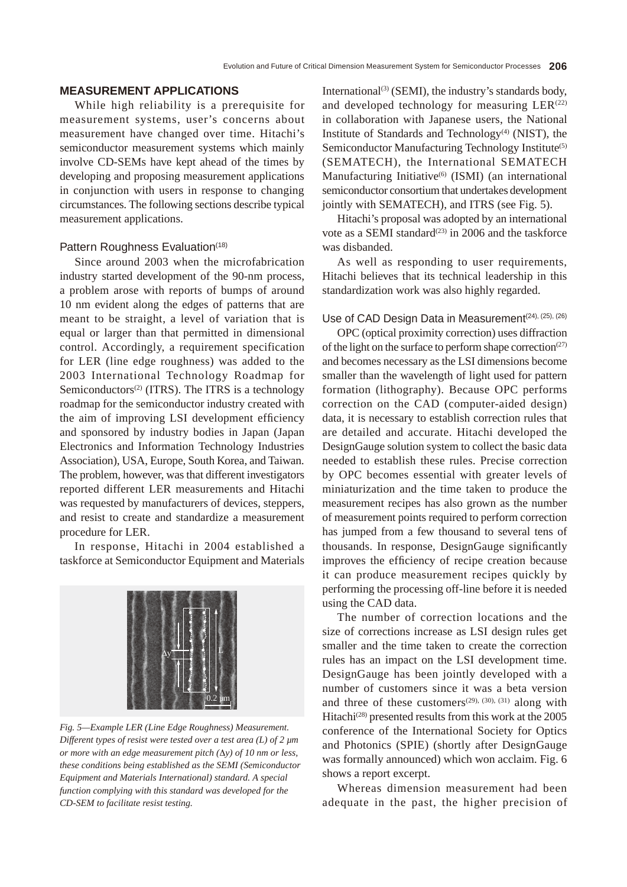## MEASUREMENT APPLICATIONS

While high reliability is a prerequisite for measurement systems, user's concerns about measurement have changed over time. Hitachi's semiconductor measurement systems which mainly involve CD-SEMs have kept ahead of the times by developing and proposing measurement applications in conjunction with users in response to changing circumstances. The following sections describe typical measurement applications.

### Pattern Roughness Evaluation[18]

Since around 2003 when the microfabrication industry started development of the 90-nm process, a problem arose with reports of bumps of around 10 nm evident along the edges of patterns that are meant to be straight, a level of variation that is equal or larger than that permitted in dimensional control. Accordingly, a requirement specification for LER (line edge roughness) was added to the 2003 International Technology Roadmap for Semiconductors[2] (ITRS). The ITRS is a technology roadmap for the semiconductor industry created with the aim of improving LSI development efficiency and sponsored by industry bodies in Japan (Japan Electronics and Information Technology Industries Association), USA, Europe, South Korea, and Taiwan. The problem, however, was that different investigators reported different LER measurements and Hitachi was requested by manufacturers of devices, steppers, and resist to create and standardize a measurement procedure for LER.

In response, Hitachi in 2004 established a taskforce at Semiconductor Equipment and Materials International[3] (SEMI), the industry's standards body, and developed technology for measuring LER[22] in collaboration with Japanese users, the National Institute of Standards and Technology[4] (NIST), the Semiconductor Manufacturing Technology Institute[5] (SEMATECH), the International SEMATECH Manufacturing Initiative[6] (ISMI) (an international semiconductor consortium that undertakes development jointly with SEMATECH), and ITRS (see Fig. 5).

*Fig. 5—Example LER (Line Edge Roughness) Measurement. Different types of resist were tested over a test area (L) of 2 µm or more with an edge measurement pitch (Δy) of 10 nm or less, these conditions being established as the SEMI (Semiconductor Equipment and Materials International) standard. A special function complying with this standard was developed for the CD-SEM to facilitate resist testing.*

Hitachi's proposal was adopted by an international vote as a SEMI standard[23] in 2006 and the taskforce was disbanded.

As well as responding to user requirements, Hitachi believes that its technical leadership in this standardization work was also highly regarded.

### Use of CAD Design Data in Measurement[24], [25], [26]

OPC (optical proximity correction) uses diffraction of the light on the surface to perform shape correction[27] and becomes necessary as the LSI dimensions become smaller than the wavelength of light used for pattern formation (lithography). Because OPC performs correction on the CAD (computer-aided design) data, it is necessary to establish correction rules that are detailed and accurate. Hitachi developed the DesignGauge solution system to collect the basic data needed to establish these rules. Precise correction by OPC becomes essential with greater levels of miniaturization and the time taken to produce the measurement recipes has also grown as the number of measurement points required to perform correction has jumped from a few thousand to several tens of thousands. In response, DesignGauge significantly improves the efficiency of recipe creation because it can produce measurement recipes quickly by performing the processing off-line before it is needed using the CAD data.

The number of correction locations and the size of corrections increase as LSI design rules get smaller and the time taken to create the correction rules has an impact on the LSI development time. DesignGauge has been jointly developed with a number of customers since it was a beta version and three of these customers[29], [30], [31] along with Hitachi[28] presented results from this work at the 2005 conference of the International Society for Optics and Photonics (SPIE) (shortly after DesignGauge was formally announced) which won acclaim. Fig. 6 shows a report excerpt.

Whereas dimension measurement had been adequate in the past, the higher precision of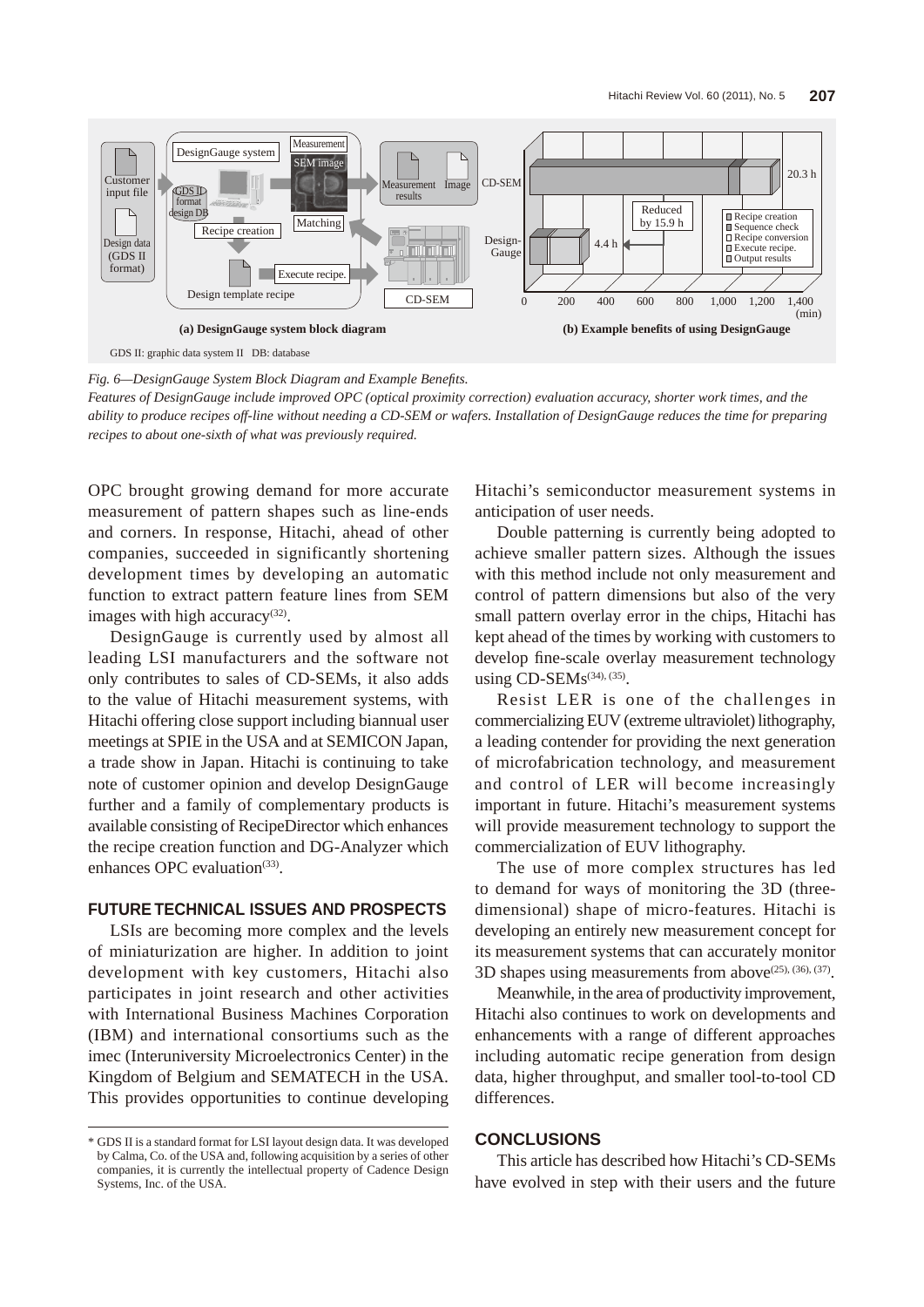GDS II: graphic data system II DB: database

*Fig. 6—DesignGauge System Block Diagram and Example Benefits.*

*Features of DesignGauge include improved OPC (optical proximity correction) evaluation accuracy, shorter work times, and the ability to produce recipes off-line without needing a CD-SEM or wafers. Installation of DesignGauge reduces the time for preparing recipes to about one-sixth of what was previously required.*

OPC brought growing demand for more accurate measurement of pattern shapes such as line-ends and corners. In response, Hitachi, ahead of other companies, succeeded in significantly shortening development times by developing an automatic function to extract pattern feature lines from SEM images with high accuracy[32].

DesignGauge is currently used by almost all leading LSI manufacturers and the software not only contributes to sales of CD-SEMs, it also adds to the value of Hitachi measurement systems, with Hitachi offering close support including biannual user meetings at SPIE in the USA and at SEMICON Japan, a trade show in Japan. Hitachi is continuing to take note of customer opinion and develop DesignGauge further and a family of complementary products is available consisting of RecipeDirector which enhances the recipe creation function and DG-Analyzer which enhances OPC evaluation[33].

## FUTURE TECHNICAL ISSUES AND PROSPECTS

LSIs are becoming more complex and the levels of miniaturization are higher. In addition to joint development with key customers, Hitachi also participates in joint research and other activities with International Business Machines Corporation (IBM) and international consortiums such as the imec (Interuniversity Microelectronics Center) in the Kingdom of Belgium and SEMATECH in the USA. This provides opportunities to continue developing Hitachi's semiconductor measurement systems in anticipation of user needs.

Double patterning is currently being adopted to achieve smaller pattern sizes. Although the issues with this method include not only measurement and control of pattern dimensions but also of the very small pattern overlay error in the chips, Hitachi has kept ahead of the times by working with customers to develop fine-scale overlay measurement technology using CD-SEMs[34, 35].

Resist LER is one of the challenges in commercializing EUV (extreme ultraviolet) lithography, a leading contender for providing the next generation of microfabrication technology, and measurement and control of LER will become increasingly important in future. Hitachi's measurement systems will provide measurement technology to support the commercialization of EUV lithography.

The use of more complex structures has led to demand for ways of monitoring the 3D (three-dimensional) shape of micro-features. Hitachi is developing an entirely new measurement concept for its measurement systems that can accurately monitor 3D shapes using measurements from above[25, 36, 37].

Meanwhile, in the area of productivity improvement, Hitachi also continues to work on developments and enhancements with a range of different approaches including automatic recipe generation from design data, higher throughput, and smaller tool-to-tool CD differences.

## CONCLUSIONS

This article has described how Hitachi's CD-SEMs have evolved in step with their users and the future

\* GDS II is a standard format for LSI layout design data. It was developed by Calma, Co. of the USA and, following acquisition by a series of other companies, it is currently the intellectual property of Cadence Design Systems, Inc. of the USA.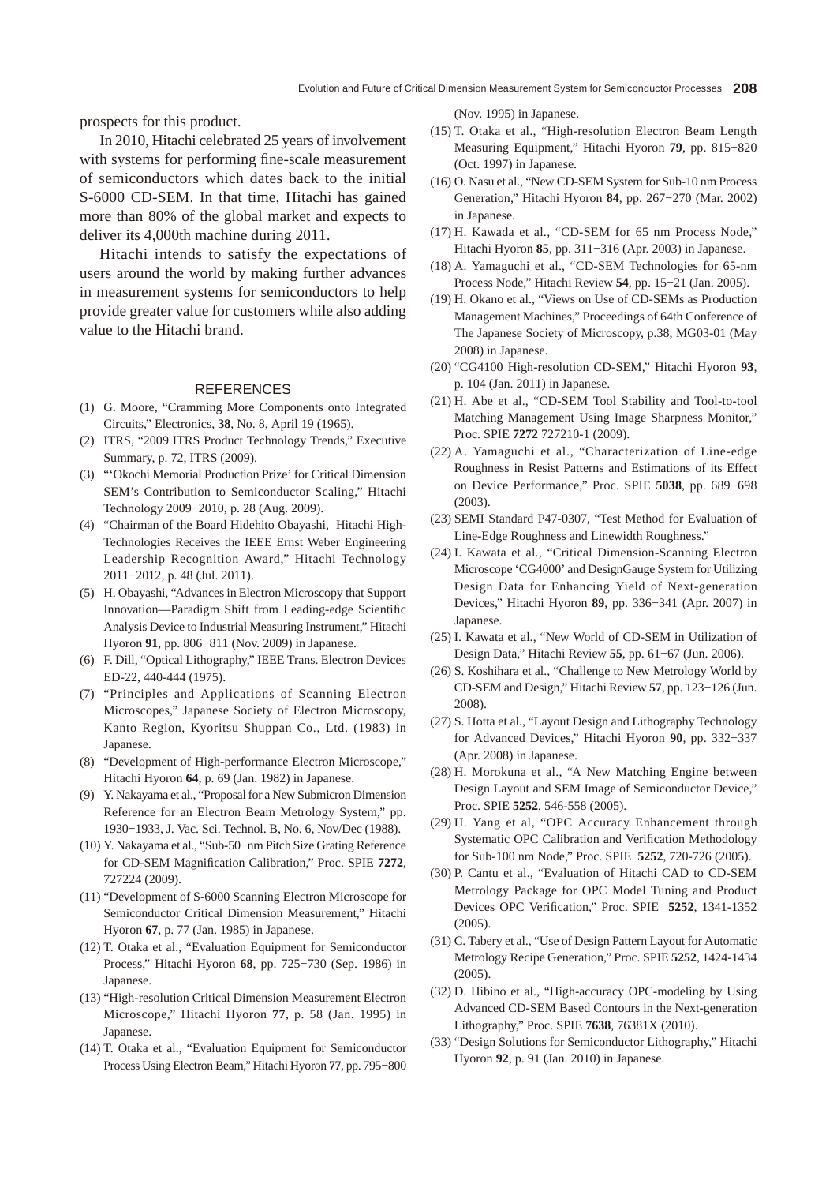prospects for this product.

In 2010, Hitachi celebrated 25 years of involvement with systems for performing fine-scale measurement of semiconductors which dates back to the initial S-6000 CD-SEM. In that time, Hitachi has gained more than 80% of the global market and expects to deliver its 4,000th machine during 2011.

Hitachi intends to satisfy the expectations of users around the world by making further advances in measurement systems for semiconductors to help provide greater value for customers while also adding value to the Hitachi brand.

## REFERENCES

(1) G. Moore, "Cramming More Components onto Integrated Circuits," Electronics, **38**, No. 8, April 19 (1965).

(2) ITRS, "2009 ITRS Product Technology Trends," Executive Summary, p. 72, ITRS (2009).

(3) "'Okochi Memorial Production Prize' for Critical Dimension SEM's Contribution to Semiconductor Scaling," Hitachi Technology 2009−2010, p. 28 (Aug. 2009).

(4) "Chairman of the Board Hidehito Obayashi, Hitachi High-Technologies Receives the IEEE Ernst Weber Engineering Leadership Recognition Award," Hitachi Technology 2011−2012, p. 48 (Jul. 2011).

(5) H. Obayashi, "Advances in Electron Microscopy that Support Innovation—Paradigm Shift from Leading-edge Scientific Analysis Device to Industrial Measuring Instrument," Hitachi Hyoron **91**, pp. 806−811 (Nov. 2009) in Japanese.

(6) F. Dill, "Optical Lithography," IEEE Trans. Electron Devices ED-22, 440-444 (1975).

(7) "Principles and Applications of Scanning Electron Microscopes," Japanese Society of Electron Microscopy, Kanto Region, Kyoritsu Shuppan Co., Ltd. (1983) in Japanese.

(8) "Development of High-performance Electron Microscope," Hitachi Hyoron **64**, p. 69 (Jan. 1982) in Japanese.

(9) Y. Nakayama et al., "Proposal for a New Submicron Dimension Reference for an Electron Beam Metrology System," pp. 1930−1933, J. Vac. Sci. Technol. B, No. 6, Nov/Dec (1988).

(10) Y. Nakayama et al., "Sub-50−nm Pitch Size Grating Reference for CD-SEM Magnification Calibration," Proc. SPIE **7272**, 727224 (2009).

(11) "Development of S-6000 Scanning Electron Microscope for Semiconductor Critical Dimension Measurement," Hitachi Hyoron **67**, p. 77 (Jan. 1985) in Japanese.

(12) T. Otaka et al., "Evaluation Equipment for Semiconductor Process," Hitachi Hyoron **68**, pp. 725−730 (Sep. 1986) in Japanese.

(13) "High-resolution Critical Dimension Measurement Electron Microscope," Hitachi Hyoron **77**, p. 58 (Jan. 1995) in Japanese.

(14) T. Otaka et al., "Evaluation Equipment for Semiconductor Process Using Electron Beam," Hitachi Hyoron **77**, pp. 795−800 (Nov. 1995) in Japanese.

(15) T. Otaka et al., "High-resolution Electron Beam Length Measuring Equipment," Hitachi Hyoron **79**, pp. 815−820 (Oct. 1997) in Japanese.

(16) O. Nasu et al., "New CD-SEM System for Sub-10 nm Process Generation," Hitachi Hyoron **84**, pp. 267−270 (Mar. 2002) in Japanese.

(17) H. Kawada et al., "CD-SEM for 65 nm Process Node," Hitachi Hyoron **85**, pp. 311−316 (Apr. 2003) in Japanese.

(18) A. Yamaguchi et al., "CD-SEM Technologies for 65-nm Process Node," Hitachi Review **54**, pp. 15−21 (Jan. 2005).

(19) H. Okano et al., "Views on Use of CD-SEMs as Production Management Machines," Proceedings of 64th Conference of The Japanese Society of Microscopy, p.38, MG03-01 (May 2008) in Japanese.

(20) "CG4100 High-resolution CD-SEM," Hitachi Hyoron **93**, p. 104 (Jan. 2011) in Japanese.

(21) H. Abe et al., "CD-SEM Tool Stability and Tool-to-tool Matching Management Using Image Sharpness Monitor," Proc. SPIE **7272** 727210-1 (2009).

(22) A. Yamaguchi et al., "Characterization of Line-edge Roughness in Resist Patterns and Estimations of its Effect on Device Performance," Proc. SPIE **5038**, pp. 689−698 (2003).

(23) SEMI Standard P47-0307, "Test Method for Evaluation of Line-Edge Roughness and Linewidth Roughness."

(24) I. Kawata et al., "Critical Dimension-Scanning Electron Microscope 'CG4000' and DesignGauge System for Utilizing Design Data for Enhancing Yield of Next-generation Devices," Hitachi Hyoron **89**, pp. 336−341 (Apr. 2007) in Japanese.

(25) I. Kawata et al., "New World of CD-SEM in Utilization of Design Data," Hitachi Review **55**, pp. 61−67 (Jun. 2006).

(26) S. Koshihara et al., "Challenge to New Metrology World by CD-SEM and Design," Hitachi Review **57**, pp. 123−126 (Jun. 2008).

(27) S. Hotta et al., "Layout Design and Lithography Technology for Advanced Devices," Hitachi Hyoron **90**, pp. 332−337 (Apr. 2008) in Japanese.

(28) H. Morokuna et al., "A New Matching Engine between Design Layout and SEM Image of Semiconductor Device," Proc. SPIE **5252**, 546-558 (2005).

(29) H. Yang et al, "OPC Accuracy Enhancement through Systematic OPC Calibration and Verification Methodology for Sub-100 nm Node," Proc. SPIE **5252**, 720-726 (2005).

(30) P. Cantu et al., "Evaluation of Hitachi CAD to CD-SEM Metrology Package for OPC Model Tuning and Product Devices OPC Verification," Proc. SPIE **5252**, 1341-1352 (2005).

(31) C. Tabery et al., "Use of Design Pattern Layout for Automatic Metrology Recipe Generation," Proc. SPIE **5252**, 1424-1434 (2005).

(32) D. Hibino et al., "High-accuracy OPC-modeling by Using Advanced CD-SEM Based Contours in the Next-generation Lithography," Proc. SPIE **7638**, 76381X (2010).

(33) "Design Solutions for Semiconductor Lithography," Hitachi Hyoron **92**, p. 91 (Jan. 2010) in Japanese.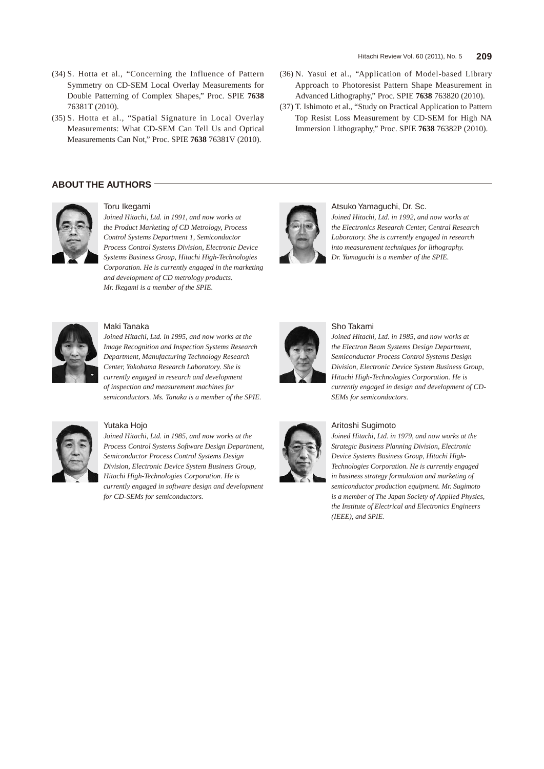(34) S. Hotta et al., "Concerning the Influence of Pattern Symmetry on CD-SEM Local Overlay Measurements for Double Patterning of Complex Shapes," Proc. SPIE **7638** 76381T (2010).

(35) S. Hotta et al., "Spatial Signature in Local Overlay Measurements: What CD-SEM Can Tell Us and Optical Measurements Can Not," Proc. SPIE **7638** 76381V (2010).

(36) N. Yasui et al., "Application of Model-based Library Approach to Photoresist Pattern Shape Measurement in Advanced Lithography," Proc. SPIE **7638** 763820 (2010).

(37) T. Ishimoto et al., "Study on Practical Application to Pattern Top Resist Loss Measurement by CD-SEM for High NA Immersion Lithography," Proc. SPIE **7638** 76382P (2010).

## ABOUT THE AUTHORS

Toru Ikegami

*Joined Hitachi, Ltd. in 1991, and now works at the Product Marketing of CD Metrology, Process Control Systems Department 1, Semiconductor Process Control Systems Division, Electronic Device Systems Business Group, Hitachi High-Technologies Corporation. He is currently engaged in the marketing and development of CD metrology products. Mr. Ikegami is a member of the SPIE.*

Atsuko Yamaguchi, Dr. Sc.

*Joined Hitachi, Ltd. in 1992, and now works at the Electronics Research Center, Central Research Laboratory. She is currently engaged in research into measurement techniques for lithography. Dr. Yamaguchi is a member of the SPIE.*

Maki Tanaka

*Joined Hitachi, Ltd. in 1995, and now works at the Image Recognition and Inspection Systems Research Department, Manufacturing Technology Research Center, Yokohama Research Laboratory. She is currently engaged in research and development of inspection and measurement machines for semiconductors. Ms. Tanaka is a member of the SPIE.*

Sho Takami

*Joined Hitachi, Ltd. in 1985, and now works at the Electron Beam Systems Design Department, Semiconductor Process Control Systems Design Division, Electronic Device System Business Group, Hitachi High-Technologies Corporation. He is currently engaged in design and development of CD-SEMs for semiconductors.*

Yutaka Hojo

*Joined Hitachi, Ltd. in 1985, and now works at the Process Control Systems Software Design Department, Semiconductor Process Control Systems Design Division, Electronic Device System Business Group, Hitachi High-Technologies Corporation. He is currently engaged in software design and development for CD-SEMs for semiconductors.*

Aritoshi Sugimoto

*Joined Hitachi, Ltd. in 1979, and now works at the Strategic Business Planning Division, Electronic Device Systems Business Group, Hitachi High-Technologies Corporation. He is currently engaged in business strategy formulation and marketing of semiconductor production equipment. Mr. Sugimoto is a member of The Japan Society of Applied Physics, the Institute of Electrical and Electronics Engineers (IEEE), and SPIE.*